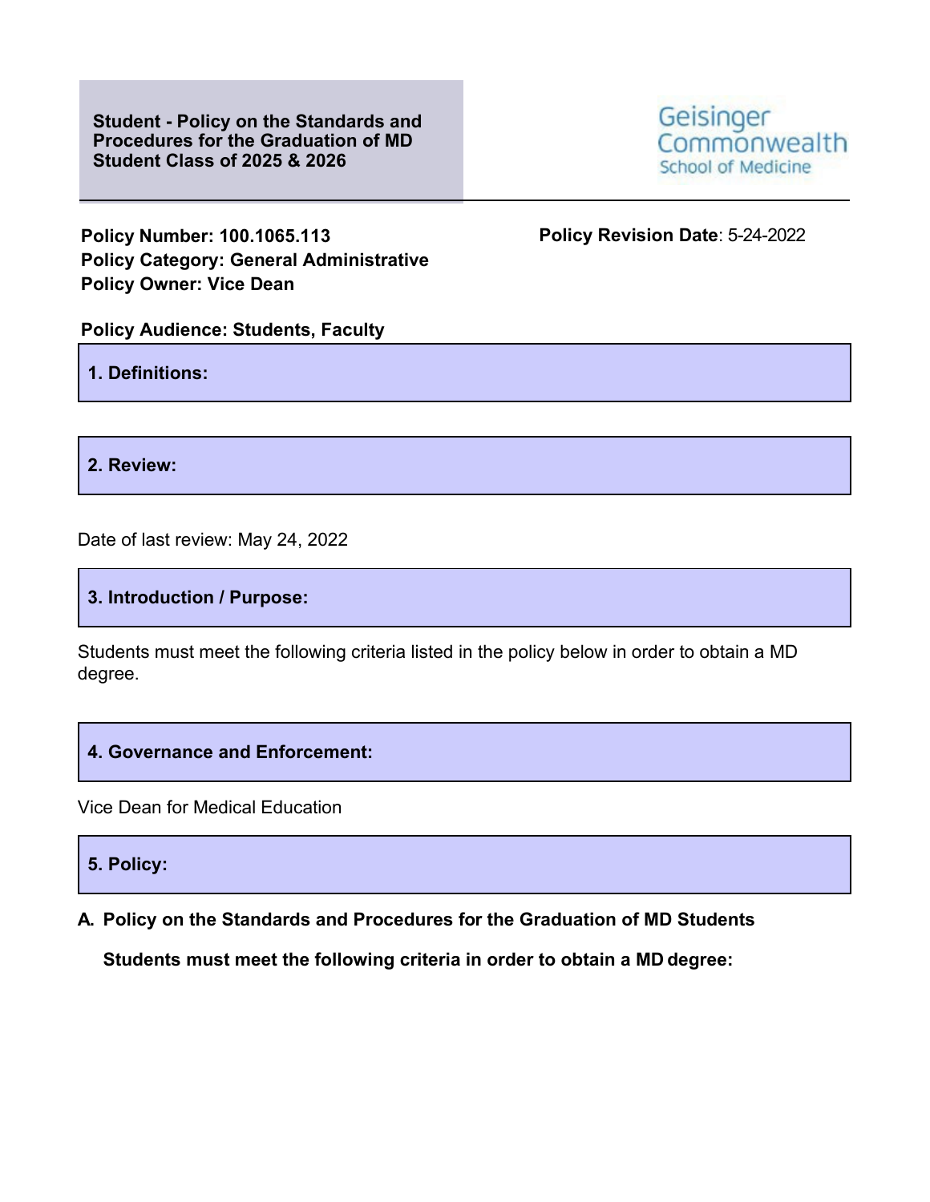**Student - Policy on the Standards and Procedures for the Graduation of MD Student Class of 2025 & 2026**

Geisinger Commonwealth School of Medicine

**Policy Number: 100.1065.113**
**Policy Category: General Administrative**
**Policy Owner: Vice Dean**

**Policy Revision Date**: 5-24-2022

**Policy Audience: Students, Faculty**

## 1. Definitions:

## 2. Review:

Date of last review: May 24, 2022

## 3. Introduction / Purpose:

Students must meet the following criteria listed in the policy below in order to obtain a MD degree.

## 4. Governance and Enforcement:

Vice Dean for Medical Education

## 5. Policy:

### A. Policy on the Standards and Procedures for the Graduation of MD Students

**Students must meet the following criteria in order to obtain a MD degree:**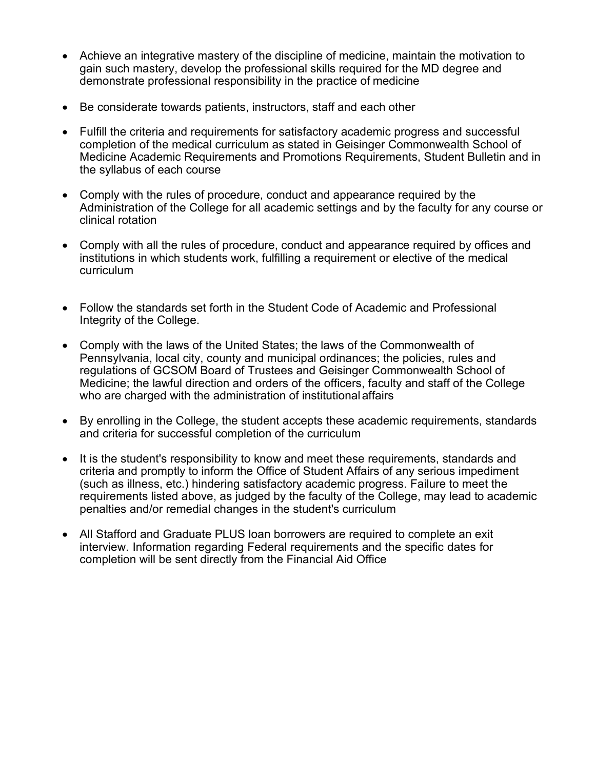- Achieve an integrative mastery of the discipline of medicine, maintain the motivation to gain such mastery, develop the professional skills required for the MD degree and demonstrate professional responsibility in the practice of medicine

- Be considerate towards patients, instructors, staff and each other

- Fulfill the criteria and requirements for satisfactory academic progress and successful completion of the medical curriculum as stated in Geisinger Commonwealth School of Medicine Academic Requirements and Promotions Requirements, Student Bulletin and in the syllabus of each course

- Comply with the rules of procedure, conduct and appearance required by the Administration of the College for all academic settings and by the faculty for any course or clinical rotation

- Comply with all the rules of procedure, conduct and appearance required by offices and institutions in which students work, fulfilling a requirement or elective of the medical curriculum

- Follow the standards set forth in the Student Code of Academic and Professional Integrity of the College.

- Comply with the laws of the United States; the laws of the Commonwealth of Pennsylvania, local city, county and municipal ordinances; the policies, rules and regulations of GCSOM Board of Trustees and Geisinger Commonwealth School of Medicine; the lawful direction and orders of the officers, faculty and staff of the College who are charged with the administration of institutional affairs

- By enrolling in the College, the student accepts these academic requirements, standards and criteria for successful completion of the curriculum

- It is the student's responsibility to know and meet these requirements, standards and criteria and promptly to inform the Office of Student Affairs of any serious impediment (such as illness, etc.) hindering satisfactory academic progress. Failure to meet the requirements listed above, as judged by the faculty of the College, may lead to academic penalties and/or remedial changes in the student's curriculum

- All Stafford and Graduate PLUS loan borrowers are required to complete an exit interview. Information regarding Federal requirements and the specific dates for completion will be sent directly from the Financial Aid Office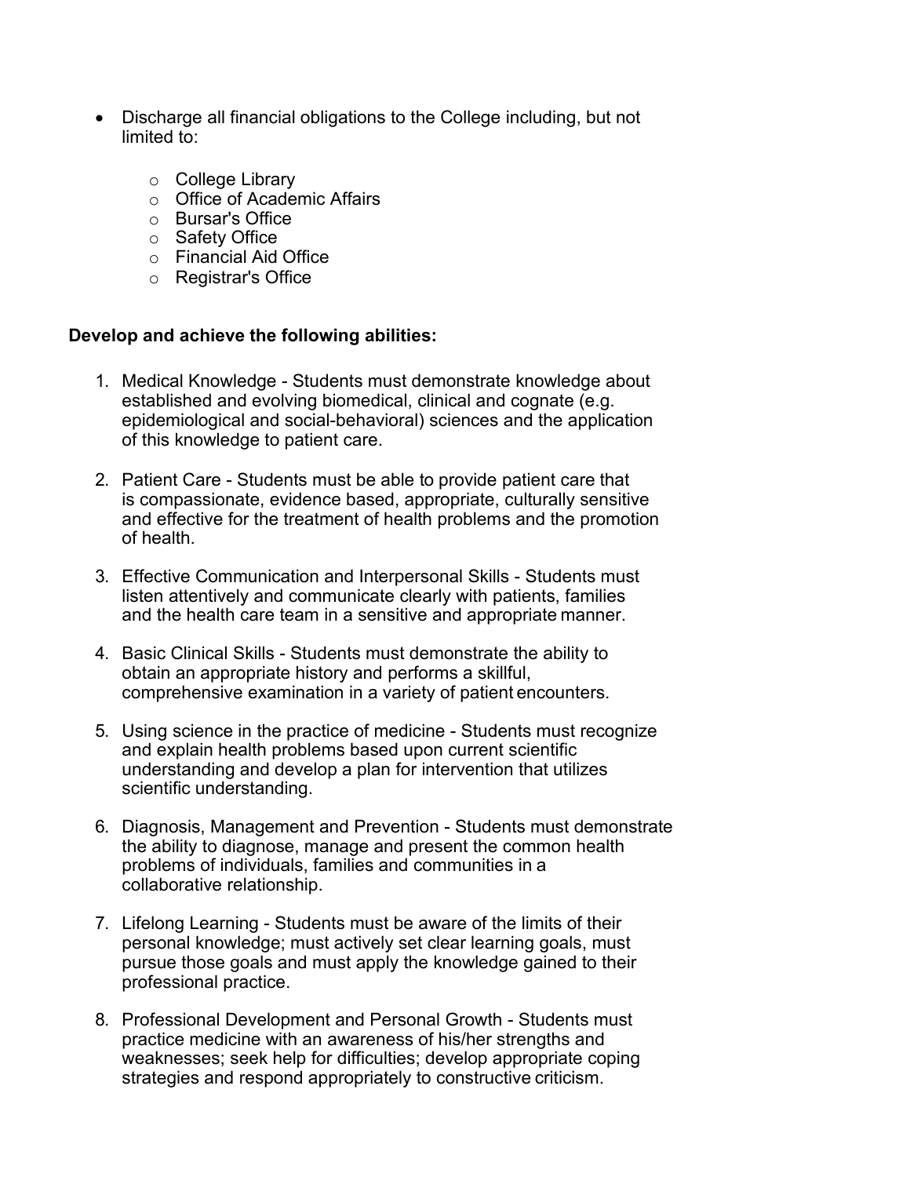- Discharge all financial obligations to the College including, but not limited to:
    - College Library
    - Office of Academic Affairs
    - Bursar's Office
    - Safety Office
    - Financial Aid Office
    - Registrar's Office

**Develop and achieve the following abilities:**

1. Medical Knowledge - Students must demonstrate knowledge about established and evolving biomedical, clinical and cognate (e.g. epidemiological and social-behavioral) sciences and the application of this knowledge to patient care.

2. Patient Care - Students must be able to provide patient care that is compassionate, evidence based, appropriate, culturally sensitive and effective for the treatment of health problems and the promotion of health.

3. Effective Communication and Interpersonal Skills - Students must listen attentively and communicate clearly with patients, families and the health care team in a sensitive and appropriate manner.

4. Basic Clinical Skills - Students must demonstrate the ability to obtain an appropriate history and performs a skillful, comprehensive examination in a variety of patient encounters.

5. Using science in the practice of medicine - Students must recognize and explain health problems based upon current scientific understanding and develop a plan for intervention that utilizes scientific understanding.

6. Diagnosis, Management and Prevention - Students must demonstrate the ability to diagnose, manage and present the common health problems of individuals, families and communities in a collaborative relationship.

7. Lifelong Learning - Students must be aware of the limits of their personal knowledge; must actively set clear learning goals, must pursue those goals and must apply the knowledge gained to their professional practice.

8. Professional Development and Personal Growth - Students must practice medicine with an awareness of his/her strengths and weaknesses; seek help for difficulties; develop appropriate coping strategies and respond appropriately to constructive criticism.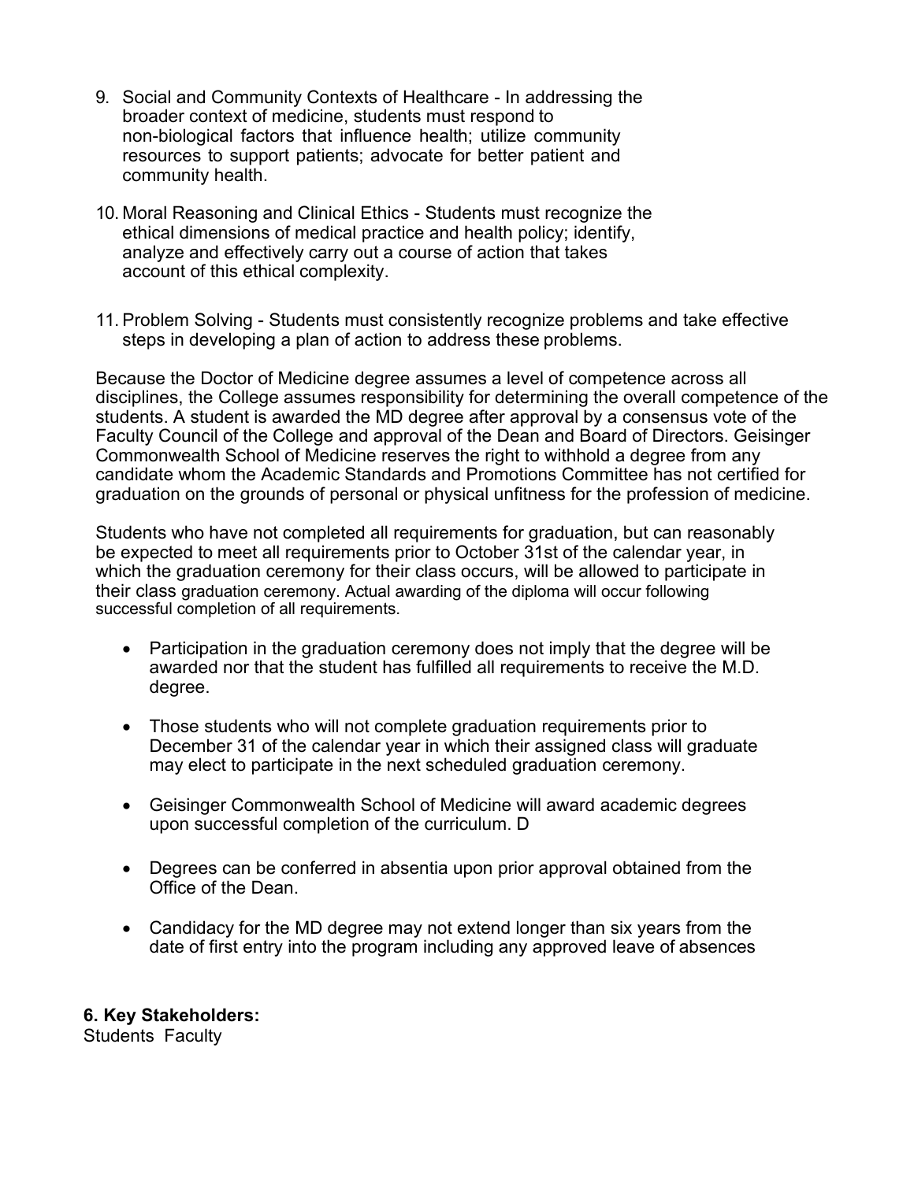9. Social and Community Contexts of Healthcare - In addressing the broader context of medicine, students must respond to non-biological factors that influence health; utilize community resources to support patients; advocate for better patient and community health.

10. Moral Reasoning and Clinical Ethics - Students must recognize the ethical dimensions of medical practice and health policy; identify, analyze and effectively carry out a course of action that takes account of this ethical complexity.

11. Problem Solving - Students must consistently recognize problems and take effective steps in developing a plan of action to address these problems.

Because the Doctor of Medicine degree assumes a level of competence across all disciplines, the College assumes responsibility for determining the overall competence of the students. A student is awarded the MD degree after approval by a consensus vote of the Faculty Council of the College and approval of the Dean and Board of Directors. Geisinger Commonwealth School of Medicine reserves the right to withhold a degree from any candidate whom the Academic Standards and Promotions Committee has not certified for graduation on the grounds of personal or physical unfitness for the profession of medicine.

Students who have not completed all requirements for graduation, but can reasonably be expected to meet all requirements prior to October 31st of the calendar year, in which the graduation ceremony for their class occurs, will be allowed to participate in their class graduation ceremony. Actual awarding of the diploma will occur following successful completion of all requirements.

- Participation in the graduation ceremony does not imply that the degree will be awarded nor that the student has fulfilled all requirements to receive the M.D. degree.

- Those students who will not complete graduation requirements prior to December 31 of the calendar year in which their assigned class will graduate may elect to participate in the next scheduled graduation ceremony.

- Geisinger Commonwealth School of Medicine will award academic degrees upon successful completion of the curriculum. D

- Degrees can be conferred in absentia upon prior approval obtained from the Office of the Dean.

- Candidacy for the MD degree may not extend longer than six years from the date of first entry into the program including any approved leave of absences

**6. Key Stakeholders:**

Students Faculty